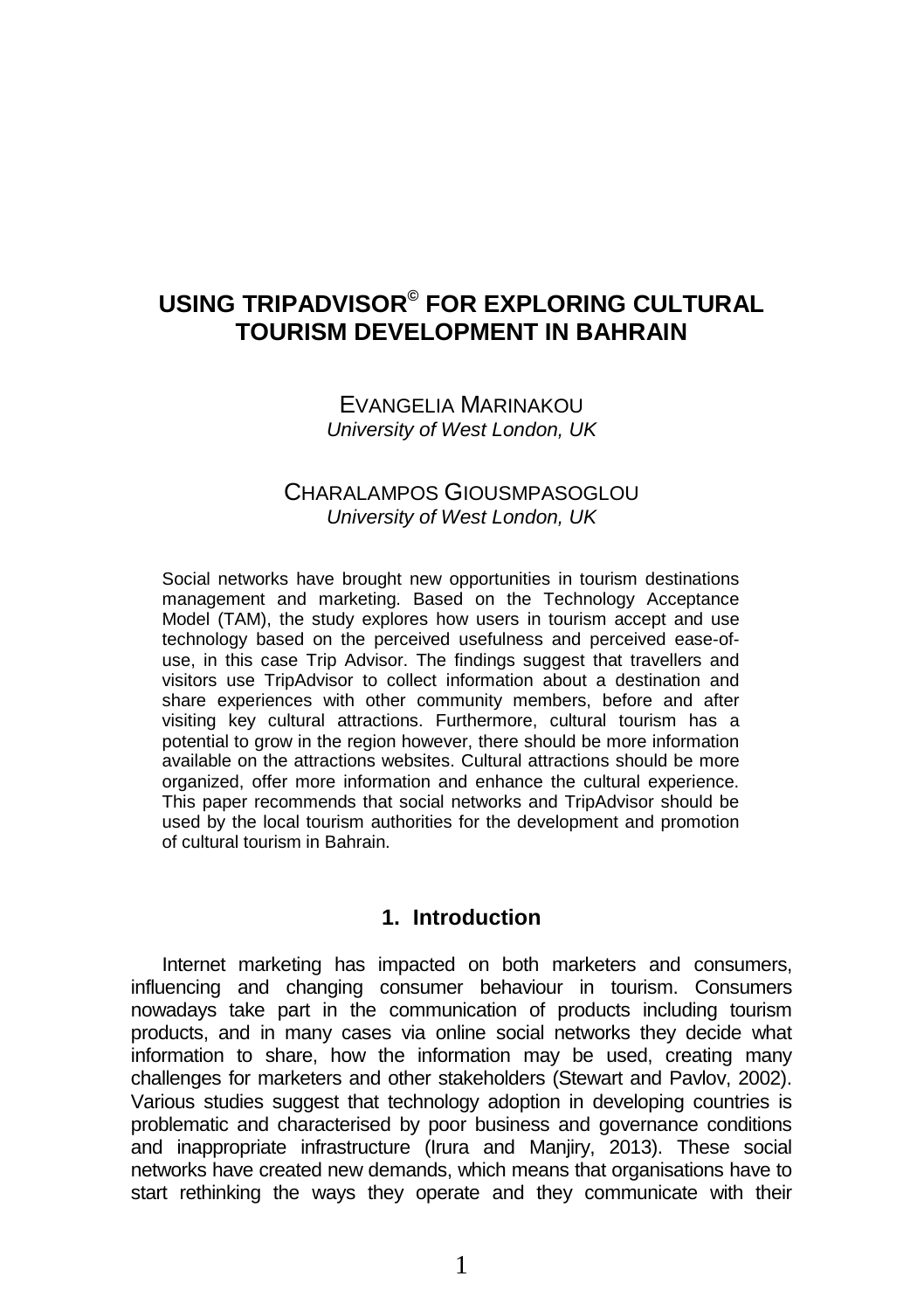# USING TRIPADVISOR© FOR EXPLORING CULTURAL TOURISM DEVELOPMENT IN BAHRAIN

EVANGELIA MARINAKOU
*University of West London, UK*

CHARALAMPOS GIOUSMPASOGLOU
*University of West London, UK*

Social networks have brought new opportunities in tourism destinations management and marketing. Based on the Technology Acceptance Model (TAM), the study explores how users in tourism accept and use technology based on the perceived usefulness and perceived ease-of-use, in this case Trip Advisor. The findings suggest that travellers and visitors use TripAdvisor to collect information about a destination and share experiences with other community members, before and after visiting key cultural attractions. Furthermore, cultural tourism has a potential to grow in the region however, there should be more information available on the attractions websites. Cultural attractions should be more organized, offer more information and enhance the cultural experience. This paper recommends that social networks and TripAdvisor should be used by the local tourism authorities for the development and promotion of cultural tourism in Bahrain.

## 1. Introduction

Internet marketing has impacted on both marketers and consumers, influencing and changing consumer behaviour in tourism. Consumers nowadays take part in the communication of products including tourism products, and in many cases via online social networks they decide what information to share, how the information may be used, creating many challenges for marketers and other stakeholders (Stewart and Pavlov, 2002). Various studies suggest that technology adoption in developing countries is problematic and characterised by poor business and governance conditions and inappropriate infrastructure (Irura and Manjiry, 2013). These social networks have created new demands, which means that organisations have to start rethinking the ways they operate and they communicate with their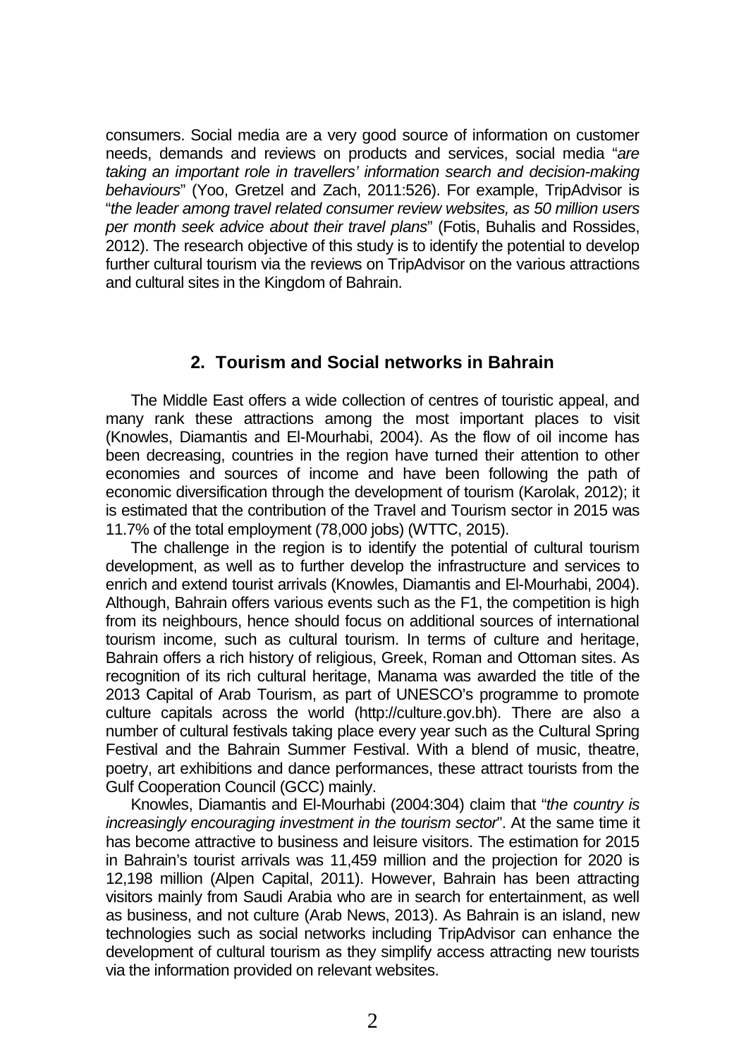consumers. Social media are a very good source of information on customer needs, demands and reviews on products and services, social media "*are taking an important role in travellers' information search and decision-making behaviours*" (Yoo, Gretzel and Zach, 2011:526). For example, TripAdvisor is "*the leader among travel related consumer review websites, as 50 million users per month seek advice about their travel plans*" (Fotis, Buhalis and Rossides, 2012). The research objective of this study is to identify the potential to develop further cultural tourism via the reviews on TripAdvisor on the various attractions and cultural sites in the Kingdom of Bahrain.

## 2. Tourism and Social networks in Bahrain

The Middle East offers a wide collection of centres of touristic appeal, and many rank these attractions among the most important places to visit (Knowles, Diamantis and El-Mourhabi, 2004). As the flow of oil income has been decreasing, countries in the region have turned their attention to other economies and sources of income and have been following the path of economic diversification through the development of tourism (Karolak, 2012); it is estimated that the contribution of the Travel and Tourism sector in 2015 was 11.7% of the total employment (78,000 jobs) (WTTC, 2015).

The challenge in the region is to identify the potential of cultural tourism development, as well as to further develop the infrastructure and services to enrich and extend tourist arrivals (Knowles, Diamantis and El-Mourhabi, 2004). Although, Bahrain offers various events such as the F1, the competition is high from its neighbours, hence should focus on additional sources of international tourism income, such as cultural tourism. In terms of culture and heritage, Bahrain offers a rich history of religious, Greek, Roman and Ottoman sites. As recognition of its rich cultural heritage, Manama was awarded the title of the 2013 Capital of Arab Tourism, as part of UNESCO's programme to promote culture capitals across the world (http://culture.gov.bh). There are also a number of cultural festivals taking place every year such as the Cultural Spring Festival and the Bahrain Summer Festival. With a blend of music, theatre, poetry, art exhibitions and dance performances, these attract tourists from the Gulf Cooperation Council (GCC) mainly.

Knowles, Diamantis and El-Mourhabi (2004:304) claim that "*the country is increasingly encouraging investment in the tourism sector*". At the same time it has become attractive to business and leisure visitors. The estimation for 2015 in Bahrain's tourist arrivals was 11,459 million and the projection for 2020 is 12,198 million (Alpen Capital, 2011). However, Bahrain has been attracting visitors mainly from Saudi Arabia who are in search for entertainment, as well as business, and not culture (Arab News, 2013). As Bahrain is an island, new technologies such as social networks including TripAdvisor can enhance the development of cultural tourism as they simplify access attracting new tourists via the information provided on relevant websites.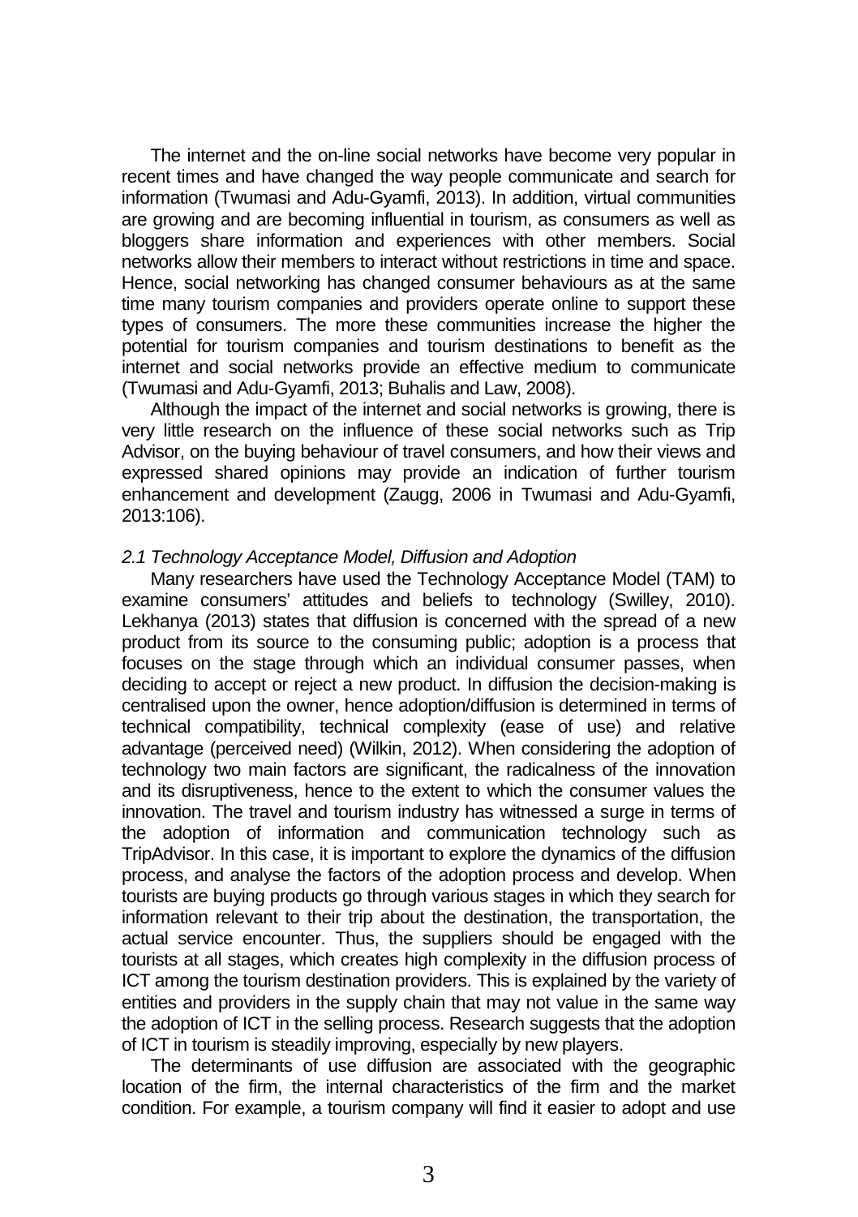The internet and the on-line social networks have become very popular in recent times and have changed the way people communicate and search for information (Twumasi and Adu-Gyamfi, 2013). In addition, virtual communities are growing and are becoming influential in tourism, as consumers as well as bloggers share information and experiences with other members. Social networks allow their members to interact without restrictions in time and space. Hence, social networking has changed consumer behaviours as at the same time many tourism companies and providers operate online to support these types of consumers. The more these communities increase the higher the potential for tourism companies and tourism destinations to benefit as the internet and social networks provide an effective medium to communicate (Twumasi and Adu-Gyamfi, 2013; Buhalis and Law, 2008).

Although the impact of the internet and social networks is growing, there is very little research on the influence of these social networks such as Trip Advisor, on the buying behaviour of travel consumers, and how their views and expressed shared opinions may provide an indication of further tourism enhancement and development (Zaugg, 2006 in Twumasi and Adu-Gyamfi, 2013:106).

### *2.1 Technology Acceptance Model, Diffusion and Adoption*

Many researchers have used the Technology Acceptance Model (TAM) to examine consumers' attitudes and beliefs to technology (Swilley, 2010). Lekhanya (2013) states that diffusion is concerned with the spread of a new product from its source to the consuming public; adoption is a process that focuses on the stage through which an individual consumer passes, when deciding to accept or reject a new product. In diffusion the decision-making is centralised upon the owner, hence adoption/diffusion is determined in terms of technical compatibility, technical complexity (ease of use) and relative advantage (perceived need) (Wilkin, 2012). When considering the adoption of technology two main factors are significant, the radicalness of the innovation and its disruptiveness, hence to the extent to which the consumer values the innovation. The travel and tourism industry has witnessed a surge in terms of the adoption of information and communication technology such as TripAdvisor. In this case, it is important to explore the dynamics of the diffusion process, and analyse the factors of the adoption process and develop. When tourists are buying products go through various stages in which they search for information relevant to their trip about the destination, the transportation, the actual service encounter. Thus, the suppliers should be engaged with the tourists at all stages, which creates high complexity in the diffusion process of ICT among the tourism destination providers. This is explained by the variety of entities and providers in the supply chain that may not value in the same way the adoption of ICT in the selling process. Research suggests that the adoption of ICT in tourism is steadily improving, especially by new players.

The determinants of use diffusion are associated with the geographic location of the firm, the internal characteristics of the firm and the market condition. For example, a tourism company will find it easier to adopt and use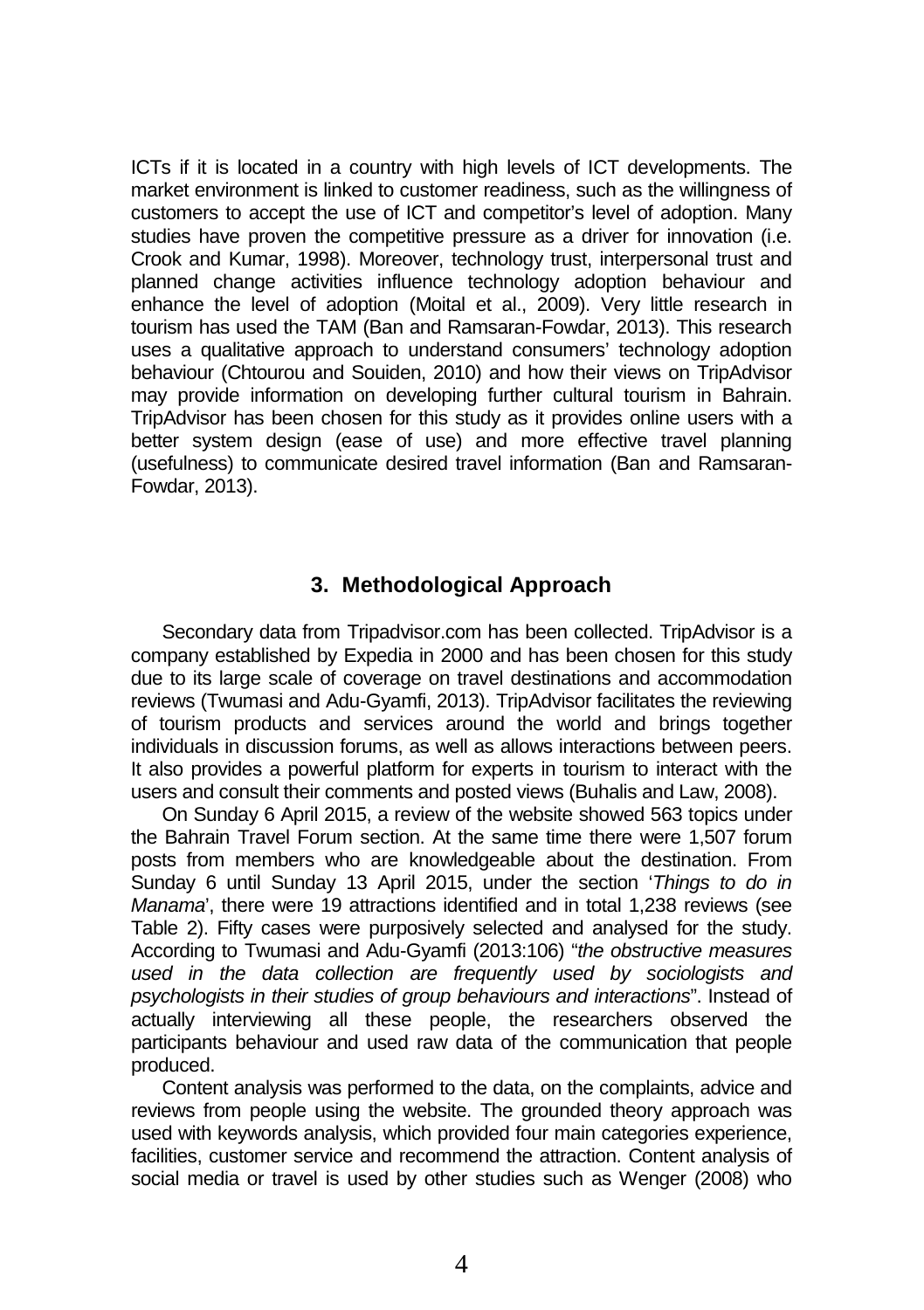ICTs if it is located in a country with high levels of ICT developments. The market environment is linked to customer readiness, such as the willingness of customers to accept the use of ICT and competitor's level of adoption. Many studies have proven the competitive pressure as a driver for innovation (i.e. Crook and Kumar, 1998). Moreover, technology trust, interpersonal trust and planned change activities influence technology adoption behaviour and enhance the level of adoption (Moital et al., 2009). Very little research in tourism has used the TAM (Ban and Ramsaran-Fowdar, 2013). This research uses a qualitative approach to understand consumers' technology adoption behaviour (Chtourou and Souiden, 2010) and how their views on TripAdvisor may provide information on developing further cultural tourism in Bahrain. TripAdvisor has been chosen for this study as it provides online users with a better system design (ease of use) and more effective travel planning (usefulness) to communicate desired travel information (Ban and Ramsaran-Fowdar, 2013).

## 3. Methodological Approach

Secondary data from Tripadvisor.com has been collected. TripAdvisor is a company established by Expedia in 2000 and has been chosen for this study due to its large scale of coverage on travel destinations and accommodation reviews (Twumasi and Adu-Gyamfi, 2013). TripAdvisor facilitates the reviewing of tourism products and services around the world and brings together individuals in discussion forums, as well as allows interactions between peers. It also provides a powerful platform for experts in tourism to interact with the users and consult their comments and posted views (Buhalis and Law, 2008).

On Sunday 6 April 2015, a review of the website showed 563 topics under the Bahrain Travel Forum section. At the same time there were 1,507 forum posts from members who are knowledgeable about the destination. From Sunday 6 until Sunday 13 April 2015, under the section '*Things to do in Manama*', there were 19 attractions identified and in total 1,238 reviews (see Table 2). Fifty cases were purposively selected and analysed for the study. According to Twumasi and Adu-Gyamfi (2013:106) "*the obstructive measures used in the data collection are frequently used by sociologists and psychologists in their studies of group behaviours and interactions*". Instead of actually interviewing all these people, the researchers observed the participants behaviour and used raw data of the communication that people produced.

Content analysis was performed to the data, on the complaints, advice and reviews from people using the website. The grounded theory approach was used with keywords analysis, which provided four main categories experience, facilities, customer service and recommend the attraction. Content analysis of social media or travel is used by other studies such as Wenger (2008) who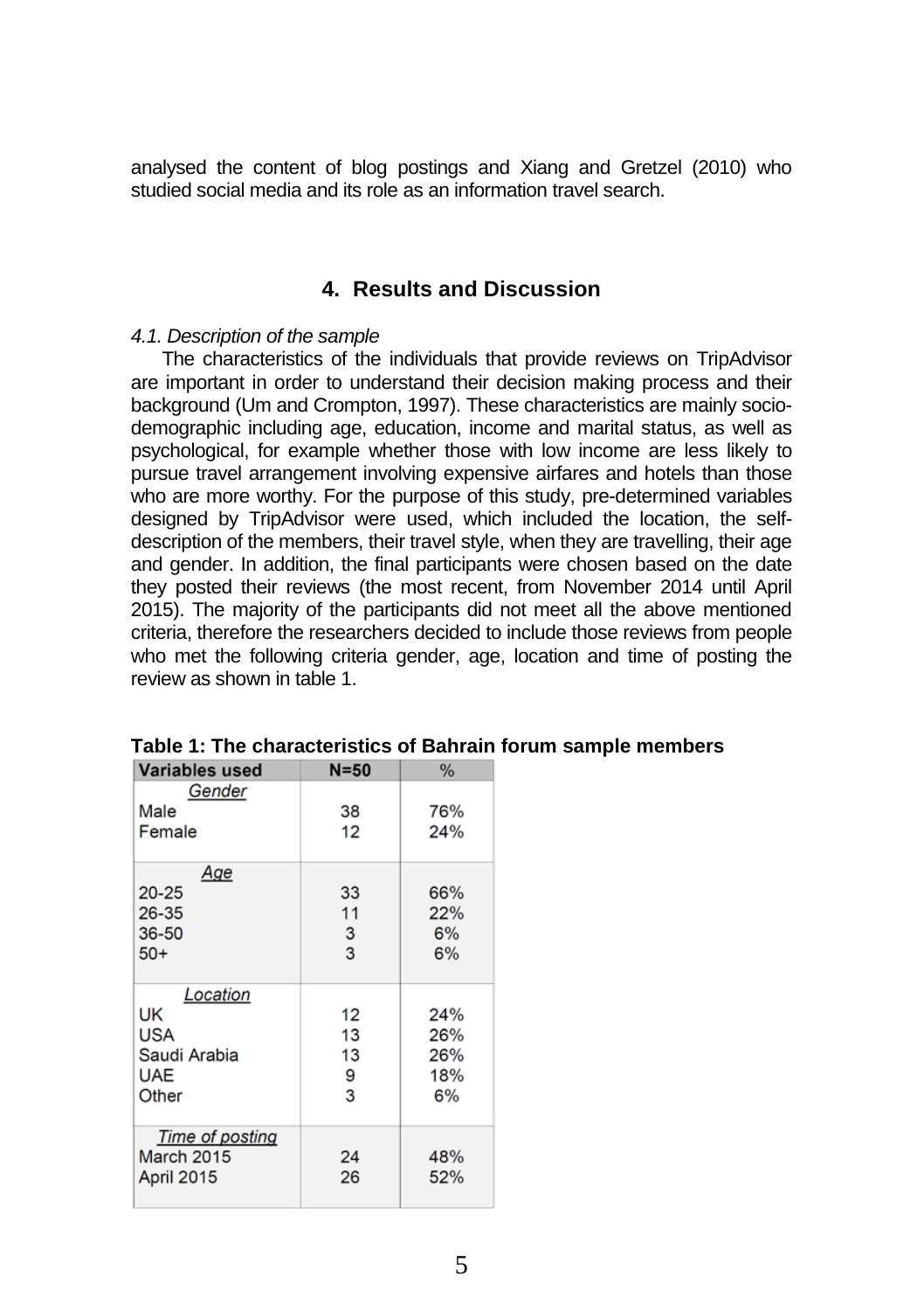analysed the content of blog postings and Xiang and Gretzel (2010) who studied social media and its role as an information travel search.

## 4. Results and Discussion

*4.1. Description of the sample*

The characteristics of the individuals that provide reviews on TripAdvisor are important in order to understand their decision making process and their background (Um and Crompton, 1997). These characteristics are mainly socio-demographic including age, education, income and marital status, as well as psychological, for example whether those with low income are less likely to pursue travel arrangement involving expensive airfares and hotels than those who are more worthy. For the purpose of this study, pre-determined variables designed by TripAdvisor were used, which included the location, the self-description of the members, their travel style, when they are travelling, their age and gender. In addition, the final participants were chosen based on the date they posted their reviews (the most recent, from November 2014 until April 2015). The majority of the participants did not meet all the above mentioned criteria, therefore the researchers decided to include those reviews from people who met the following criteria gender, age, location and time of posting the review as shown in table 1.

**Table 1: The characteristics of Bahrain forum sample members**

| Variables used | N=50 | % |
|---|---|---|
| *Gender* | | |
| Male | 38 | 76% |
| Female | 12 | 24% |
| *Age* | | |
| 20-25 | 33 | 66% |
| 26-35 | 11 | 22% |
| 36-50 | 3 | 6% |
| 50+ | 3 | 6% |
| *Location* | | |
| UK | 12 | 24% |
| USA | 13 | 26% |
| Saudi Arabia | 13 | 26% |
| UAE | 9 | 18% |
| Other | 3 | 6% |
| *Time of posting* | | |
| March 2015 | 24 | 48% |
| April 2015 | 26 | 52% |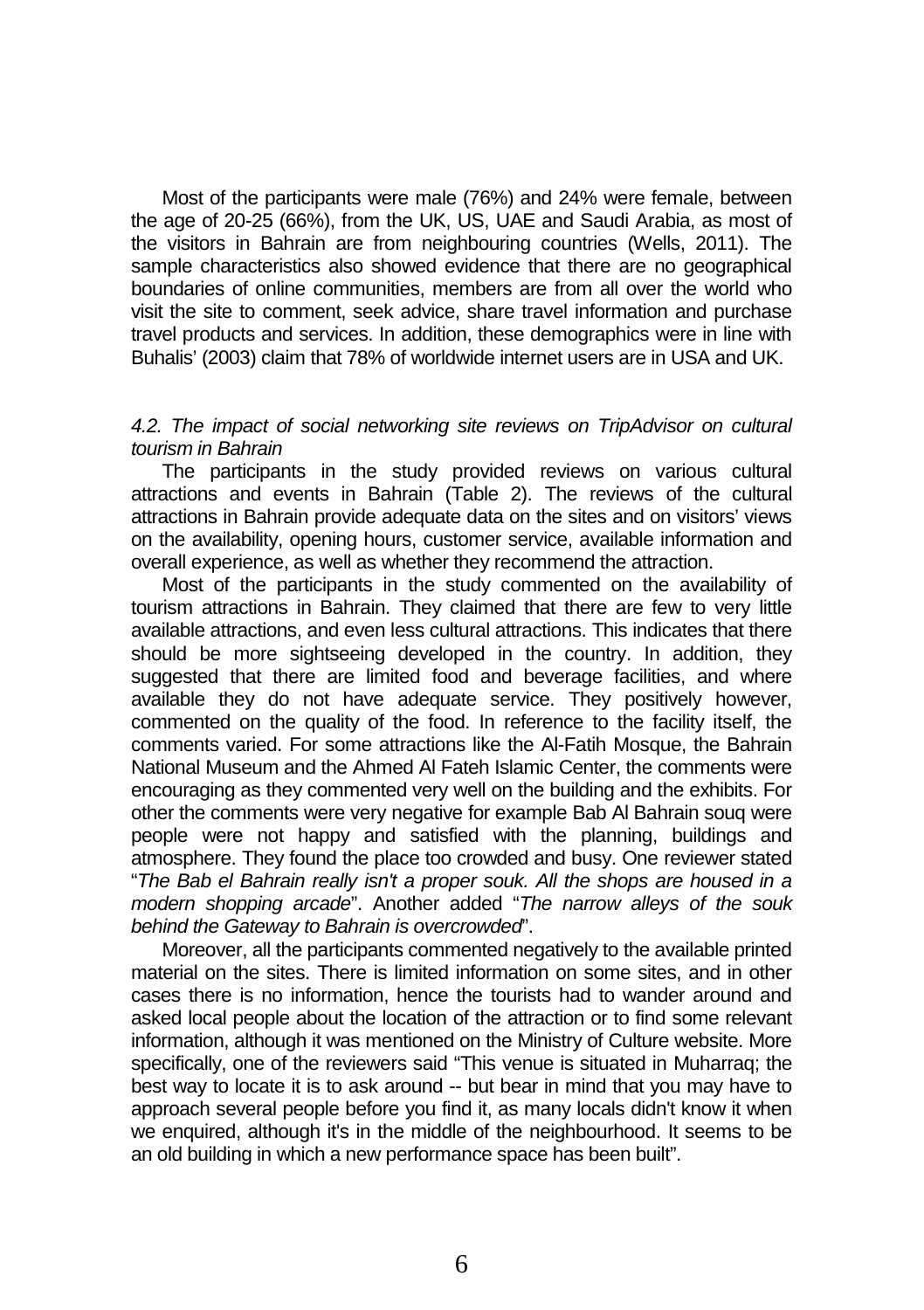Most of the participants were male (76%) and 24% were female, between the age of 20-25 (66%), from the UK, US, UAE and Saudi Arabia, as most of the visitors in Bahrain are from neighbouring countries (Wells, 2011). The sample characteristics also showed evidence that there are no geographical boundaries of online communities, members are from all over the world who visit the site to comment, seek advice, share travel information and purchase travel products and services. In addition, these demographics were in line with Buhalis' (2003) claim that 78% of worldwide internet users are in USA and UK.

### *4.2. The impact of social networking site reviews on TripAdvisor on cultural tourism in Bahrain*

The participants in the study provided reviews on various cultural attractions and events in Bahrain (Table 2). The reviews of the cultural attractions in Bahrain provide adequate data on the sites and on visitors' views on the availability, opening hours, customer service, available information and overall experience, as well as whether they recommend the attraction.

Most of the participants in the study commented on the availability of tourism attractions in Bahrain. They claimed that there are few to very little available attractions, and even less cultural attractions. This indicates that there should be more sightseeing developed in the country. In addition, they suggested that there are limited food and beverage facilities, and where available they do not have adequate service. They positively however, commented on the quality of the food. In reference to the facility itself, the comments varied. For some attractions like the Al-Fatih Mosque, the Bahrain National Museum and the Ahmed Al Fateh Islamic Center, the comments were encouraging as they commented very well on the building and the exhibits. For other the comments were very negative for example Bab Al Bahrain souq were people were not happy and satisfied with the planning, buildings and atmosphere. They found the place too crowded and busy. One reviewer stated "*The Bab el Bahrain really isn't a proper souk. All the shops are housed in a modern shopping arcade*". Another added "*The narrow alleys of the souk behind the Gateway to Bahrain is overcrowded*".

Moreover, all the participants commented negatively to the available printed material on the sites. There is limited information on some sites, and in other cases there is no information, hence the tourists had to wander around and asked local people about the location of the attraction or to find some relevant information, although it was mentioned on the Ministry of Culture website. More specifically, one of the reviewers said "This venue is situated in Muharraq; the best way to locate it is to ask around -- but bear in mind that you may have to approach several people before you find it, as many locals didn't know it when we enquired, although it's in the middle of the neighbourhood. It seems to be an old building in which a new performance space has been built".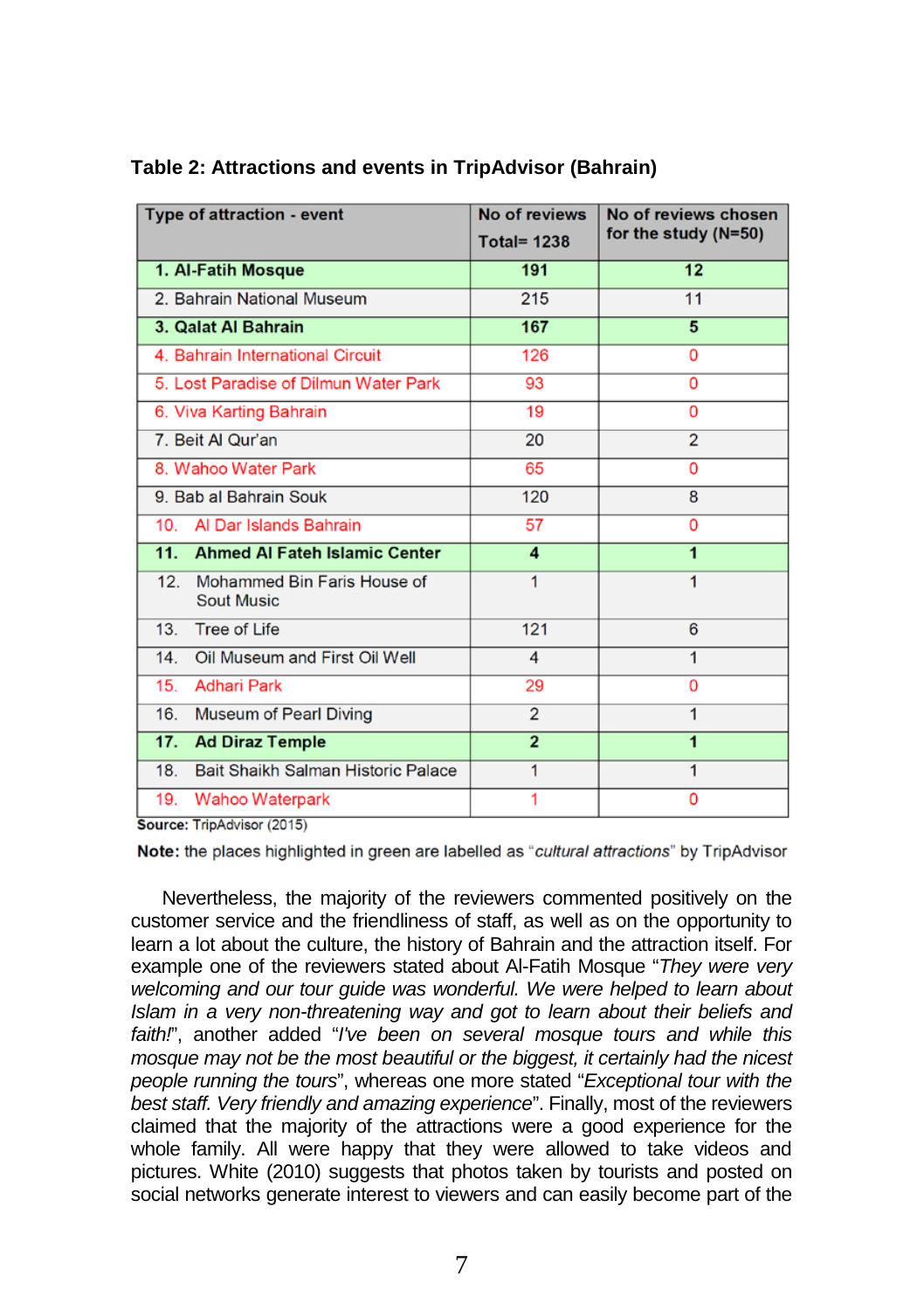**Table 2: Attractions and events in TripAdvisor (Bahrain)**

| Type of attraction - event | No of reviews Total= 1238 | No of reviews chosen for the study (N=50) |
|---|---|---|
| **1. Al-Fatih Mosque** | **191** | **12** |
| 2. Bahrain National Museum | 215 | 11 |
| **3. Qalat Al Bahrain** | **167** | **5** |
| 4. Bahrain International Circuit | 126 | 0 |
| 5. Lost Paradise of Dilmun Water Park | 93 | 0 |
| 6. Viva Karting Bahrain | 19 | 0 |
| 7. Beit Al Qur'an | 20 | 2 |
| 8. Wahoo Water Park | 65 | 0 |
| 9. Bab al Bahrain Souk | 120 | 8 |
| 10. Al Dar Islands Bahrain | 57 | 0 |
| **11. Ahmed Al Fateh Islamic Center** | **4** | **1** |
| 12. Mohammed Bin Faris House of Sout Music | 1 | 1 |
| 13. Tree of Life | 121 | 6 |
| 14. Oil Museum and First Oil Well | 4 | 1 |
| 15. Adhari Park | 29 | 0 |
| 16. Museum of Pearl Diving | 2 | 1 |
| **17. Ad Diraz Temple** | **2** | **1** |
| 18. Bait Shaikh Salman Historic Palace | 1 | 1 |
| 19. Wahoo Waterpark | 1 | 0 |

**Source:** TripAdvisor (2015)

**Note:** the places highlighted in green are labelled as "*cultural attractions*" by TripAdvisor

Nevertheless, the majority of the reviewers commented positively on the customer service and the friendliness of staff, as well as on the opportunity to learn a lot about the culture, the history of Bahrain and the attraction itself. For example one of the reviewers stated about Al-Fatih Mosque "*They were very welcoming and our tour guide was wonderful. We were helped to learn about Islam in a very non-threatening way and got to learn about their beliefs and faith!*", another added "*I've been on several mosque tours and while this mosque may not be the most beautiful or the biggest, it certainly had the nicest people running the tours*", whereas one more stated "*Exceptional tour with the best staff. Very friendly and amazing experience*". Finally, most of the reviewers claimed that the majority of the attractions were a good experience for the whole family. All were happy that they were allowed to take videos and pictures. White (2010) suggests that photos taken by tourists and posted on social networks generate interest to viewers and can easily become part of the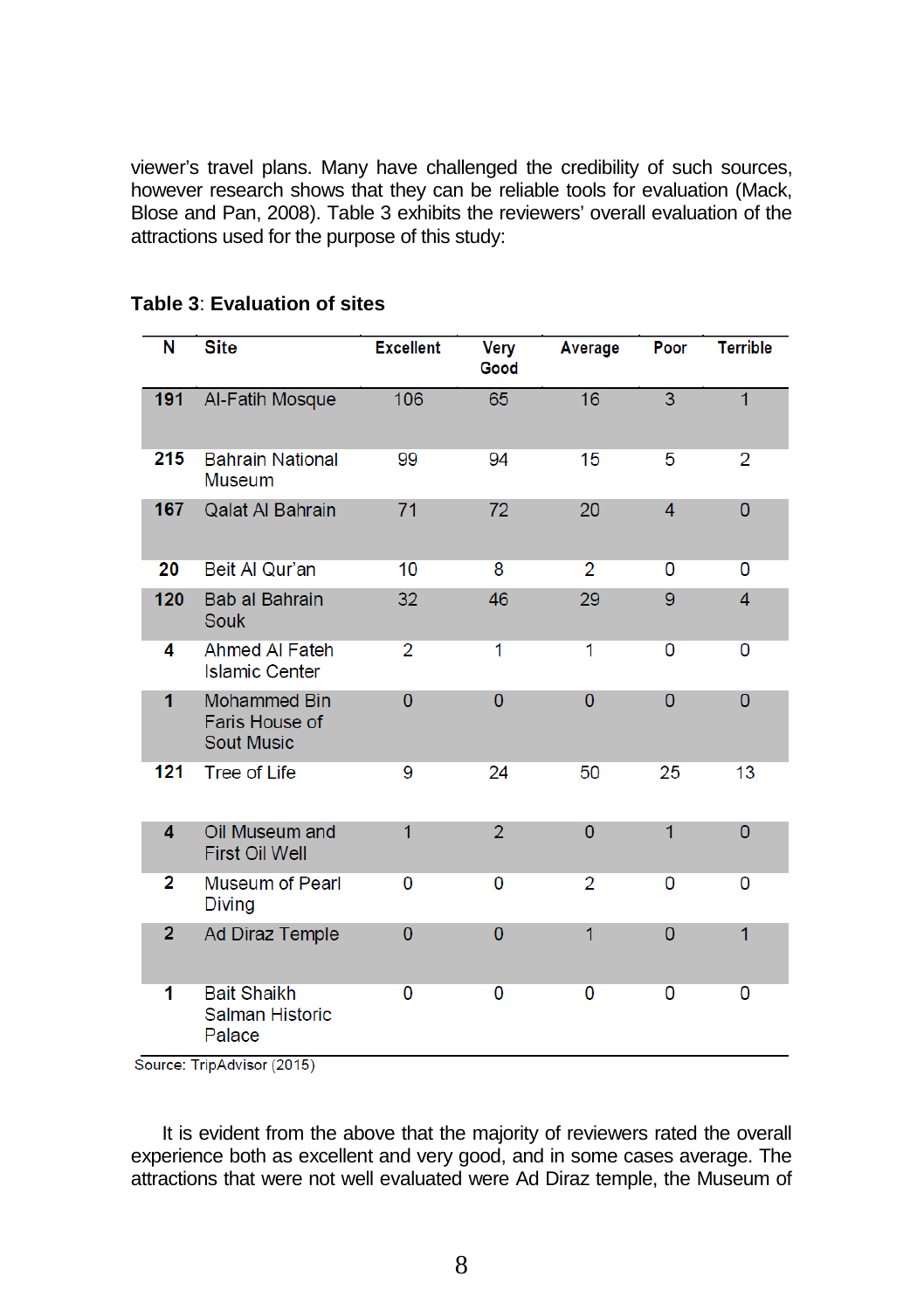viewer's travel plans. Many have challenged the credibility of such sources, however research shows that they can be reliable tools for evaluation (Mack, Blose and Pan, 2008). Table 3 exhibits the reviewers' overall evaluation of the attractions used for the purpose of this study:

**Table 3**: **Evaluation of sites**

| N | Site | Excellent | Very Good | Average | Poor | Terrible |
|---|---|---|---|---|---|---|
| **191** | Al-Fatih Mosque | 106 | 65 | 16 | 3 | 1 |
| **215** | Bahrain National Museum | 99 | 94 | 15 | 5 | 2 |
| **167** | Qalat Al Bahrain | 71 | 72 | 20 | 4 | 0 |
| **20** | Beit Al Qur'an | 10 | 8 | 2 | 0 | 0 |
| **120** | Bab al Bahrain Souk | 32 | 46 | 29 | 9 | 4 |
| **4** | Ahmed Al Fateh Islamic Center | 2 | 1 | 1 | 0 | 0 |
| **1** | Mohammed Bin Faris House of Sout Music | 0 | 0 | 0 | 0 | 0 |
| **121** | Tree of Life | 9 | 24 | 50 | 25 | 13 |
| **4** | Oil Museum and First Oil Well | 1 | 2 | 0 | 1 | 0 |
| **2** | Museum of Pearl Diving | 0 | 0 | 2 | 0 | 0 |
| **2** | Ad Diraz Temple | 0 | 0 | 1 | 0 | 1 |
| **1** | Bait Shaikh Salman Historic Palace | 0 | 0 | 0 | 0 | 0 |

Source: TripAdvisor (2015)

It is evident from the above that the majority of reviewers rated the overall experience both as excellent and very good, and in some cases average. The attractions that were not well evaluated were Ad Diraz temple, the Museum of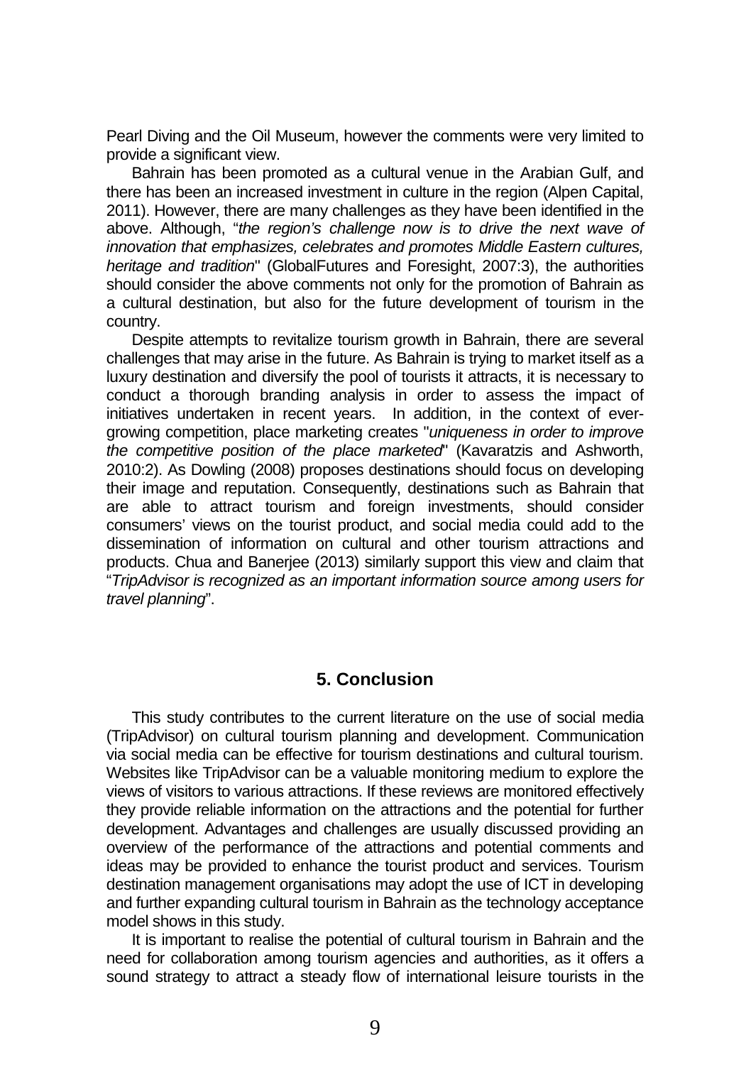Pearl Diving and the Oil Museum, however the comments were very limited to provide a significant view.

Bahrain has been promoted as a cultural venue in the Arabian Gulf, and there has been an increased investment in culture in the region (Alpen Capital, 2011). However, there are many challenges as they have been identified in the above. Although, "*the region's challenge now is to drive the next wave of innovation that emphasizes, celebrates and promotes Middle Eastern cultures, heritage and tradition*" (GlobalFutures and Foresight, 2007:3), the authorities should consider the above comments not only for the promotion of Bahrain as a cultural destination, but also for the future development of tourism in the country.

Despite attempts to revitalize tourism growth in Bahrain, there are several challenges that may arise in the future. As Bahrain is trying to market itself as a luxury destination and diversify the pool of tourists it attracts, it is necessary to conduct a thorough branding analysis in order to assess the impact of initiatives undertaken in recent years. In addition, in the context of ever-growing competition, place marketing creates "*uniqueness in order to improve the competitive position of the place marketed*" (Kavaratzis and Ashworth, 2010:2). As Dowling (2008) proposes destinations should focus on developing their image and reputation. Consequently, destinations such as Bahrain that are able to attract tourism and foreign investments, should consider consumers' views on the tourist product, and social media could add to the dissemination of information on cultural and other tourism attractions and products. Chua and Banerjee (2013) similarly support this view and claim that "*TripAdvisor is recognized as an important information source among users for travel planning*".

## 5. Conclusion

This study contributes to the current literature on the use of social media (TripAdvisor) on cultural tourism planning and development. Communication via social media can be effective for tourism destinations and cultural tourism. Websites like TripAdvisor can be a valuable monitoring medium to explore the views of visitors to various attractions. If these reviews are monitored effectively they provide reliable information on the attractions and the potential for further development. Advantages and challenges are usually discussed providing an overview of the performance of the attractions and potential comments and ideas may be provided to enhance the tourist product and services. Tourism destination management organisations may adopt the use of ICT in developing and further expanding cultural tourism in Bahrain as the technology acceptance model shows in this study.

It is important to realise the potential of cultural tourism in Bahrain and the need for collaboration among tourism agencies and authorities, as it offers a sound strategy to attract a steady flow of international leisure tourists in the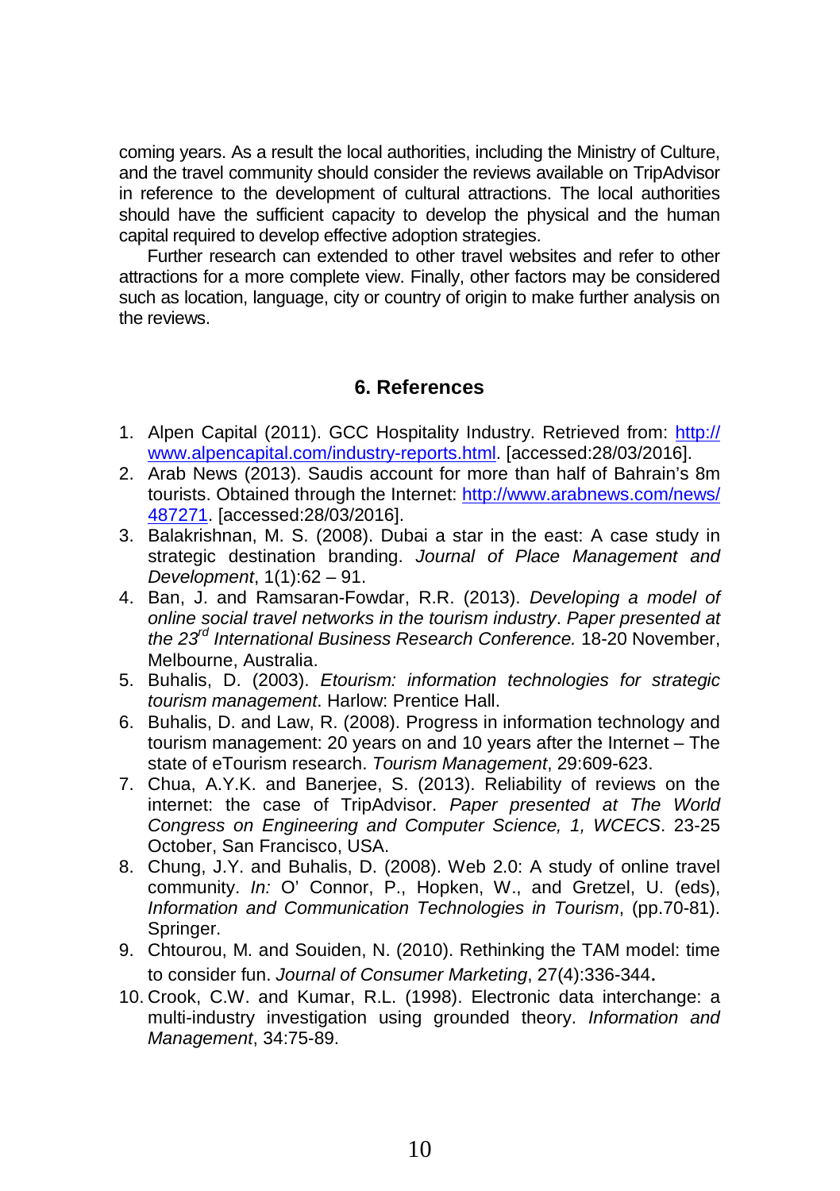coming years. As a result the local authorities, including the Ministry of Culture, and the travel community should consider the reviews available on TripAdvisor in reference to the development of cultural attractions. The local authorities should have the sufficient capacity to develop the physical and the human capital required to develop effective adoption strategies.

Further research can extended to other travel websites and refer to other attractions for a more complete view. Finally, other factors may be considered such as location, language, city or country of origin to make further analysis on the reviews.

## 6. References

1. Alpen Capital (2011). GCC Hospitality Industry. Retrieved from: http://www.alpencapital.com/industry-reports.html. [accessed:28/03/2016].
2. Arab News (2013). Saudis account for more than half of Bahrain's 8m tourists. Obtained through the Internet: http://www.arabnews.com/news/487271. [accessed:28/03/2016].
3. Balakrishnan, M. S. (2008). Dubai a star in the east: A case study in strategic destination branding. *Journal of Place Management and Development*, 1(1):62 – 91.
4. Ban, J. and Ramsaran-Fowdar, R.R. (2013). *Developing a model of online social travel networks in the tourism industry*. *Paper presented at the 23rd International Business Research Conference.* 18-20 November, Melbourne, Australia.
5. Buhalis, D. (2003). *Etourism: information technologies for strategic tourism management*. Harlow: Prentice Hall.
6. Buhalis, D. and Law, R. (2008). Progress in information technology and tourism management: 20 years on and 10 years after the Internet – The state of eTourism research. *Tourism Management*, 29:609-623.
7. Chua, A.Y.K. and Banerjee, S. (2013). Reliability of reviews on the internet: the case of TripAdvisor. *Paper presented at The World Congress on Engineering and Computer Science, 1, WCECS*. 23-25 October, San Francisco, USA.
8. Chung, J.Y. and Buhalis, D. (2008). Web 2.0: A study of online travel community. *In:* O' Connor, P., Hopken, W., and Gretzel, U. (eds), *Information and Communication Technologies in Tourism*, (pp.70-81). Springer.
9. Chtourou, M. and Souiden, N. (2010). Rethinking the TAM model: time to consider fun. *Journal of Consumer Marketing*, 27(4):336-344.
10. Crook, C.W. and Kumar, R.L. (1998). Electronic data interchange: a multi-industry investigation using grounded theory. *Information and Management*, 34:75-89.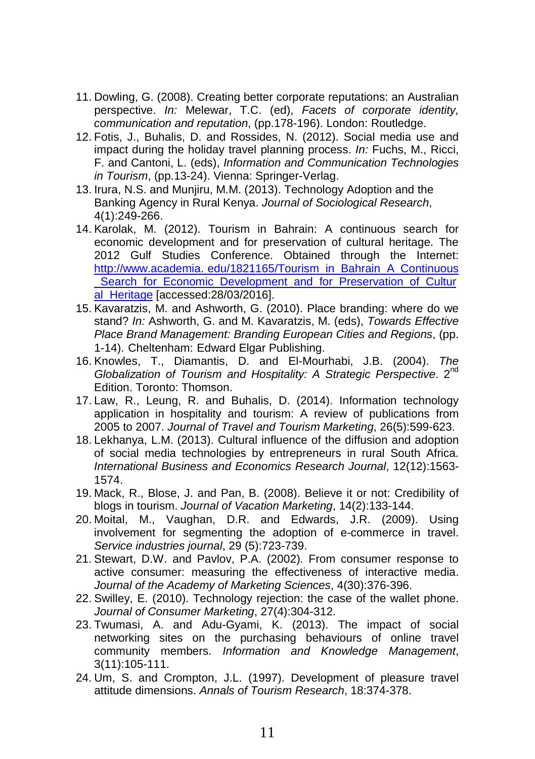11. Dowling, G. (2008). Creating better corporate reputations: an Australian perspective. *In:* Melewar, T.C. (ed), *Facets of corporate identity, communication and reputation*, (pp.178-196). London: Routledge.
12. Fotis, J., Buhalis, D. and Rossides, N. (2012). Social media use and impact during the holiday travel planning process. *In:* Fuchs, M., Ricci, F. and Cantoni, L. (eds), *Information and Communication Technologies in Tourism*, (pp.13-24). Vienna: Springer-Verlag.
13. Irura, N.S. and Munjiru, M.M. (2013). Technology Adoption and the Banking Agency in Rural Kenya. *Journal of Sociological Research*, 4(1):249-266.
14. Karolak, M. (2012). Tourism in Bahrain: A continuous search for economic development and for preservation of cultural heritage. The 2012 Gulf Studies Conference. Obtained through the Internet: [http://www.academia. edu/1821165/Tourism_in_Bahrain_A_Continuous_Search_for_Economic_Development_and_for_Preservation_of_Cultural_Heritage](http://www.academia.edu/1821165/Tourism_in_Bahrain_A_Continuous_Search_for_Economic_Development_and_for_Preservation_of_Cultural_Heritage) [accessed:28/03/2016].
15. Kavaratzis, M. and Ashworth, G. (2010). Place branding: where do we stand? *In:* Ashworth, G. and M. Kavaratzis, M. (eds), *Towards Effective Place Brand Management: Branding European Cities and Regions*, (pp. 1-14). Cheltenham: Edward Elgar Publishing.
16. Knowles, T., Diamantis, D. and El-Mourhabi, J.B. (2004). *The Globalization of Tourism and Hospitality: A Strategic Perspective*. 2nd Edition. Toronto: Thomson.
17. Law, R., Leung, R. and Buhalis, D. (2014). Information technology application in hospitality and tourism: A review of publications from 2005 to 2007. *Journal of Travel and Tourism Marketing*, 26(5):599-623.
18. Lekhanya, L.M. (2013). Cultural influence of the diffusion and adoption of social media technologies by entrepreneurs in rural South Africa. *International Business and Economics Research Journal*, 12(12):1563-1574.
19. Mack, R., Blose, J. and Pan, B. (2008). Believe it or not: Credibility of blogs in tourism. *Journal of Vacation Marketing*, 14(2):133-144.
20. Moital, M., Vaughan, D.R. and Edwards, J.R. (2009). Using involvement for segmenting the adoption of e-commerce in travel. *Service industries journal*, 29 (5):723-739.
21. Stewart, D.W. and Pavlov, P.A. (2002). From consumer response to active consumer: measuring the effectiveness of interactive media. *Journal of the Academy of Marketing Sciences*, 4(30):376-396.
22. Swilley, E. (2010). Technology rejection: the case of the wallet phone. *Journal of Consumer Marketing*, 27(4):304-312.
23. Twumasi, A. and Adu-Gyami, K. (2013). The impact of social networking sites on the purchasing behaviours of online travel community members. *Information and Knowledge Management*, 3(11):105-111.
24. Um, S. and Crompton, J.L. (1997). Development of pleasure travel attitude dimensions. *Annals of Tourism Research*, 18:374-378.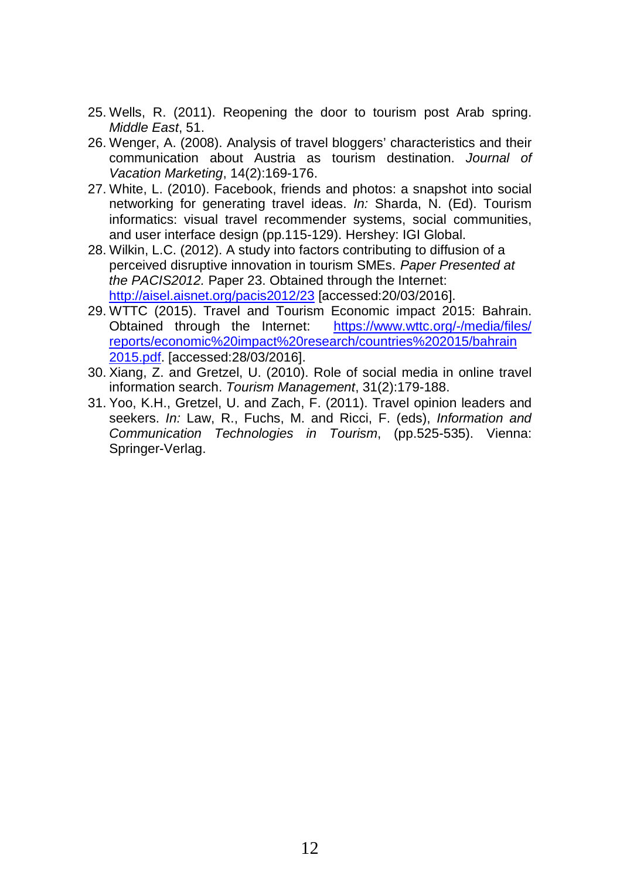25. Wells, R. (2011). Reopening the door to tourism post Arab spring. *Middle East*, 51.
26. Wenger, A. (2008). Analysis of travel bloggers' characteristics and their communication about Austria as tourism destination. *Journal of Vacation Marketing*, 14(2):169-176.
27. White, L. (2010). Facebook, friends and photos: a snapshot into social networking for generating travel ideas. *In:* Sharda, N. (Ed). Tourism informatics: visual travel recommender systems, social communities, and user interface design (pp.115-129). Hershey: IGI Global.
28. Wilkin, L.C. (2012). A study into factors contributing to diffusion of a perceived disruptive innovation in tourism SMEs. *Paper Presented at the PACIS2012.* Paper 23. Obtained through the Internet: http://aisel.aisnet.org/pacis2012/23 [accessed:20/03/2016].
29. WTTC (2015). Travel and Tourism Economic impact 2015: Bahrain. Obtained through the Internet: https://www.wttc.org/-/media/files/reports/economic%20impact%20research/countries%202015/bahrain2015.pdf. [accessed:28/03/2016].
30. Xiang, Z. and Gretzel, U. (2010). Role of social media in online travel information search. *Tourism Management*, 31(2):179-188.
31. Yoo, K.H., Gretzel, U. and Zach, F. (2011). Travel opinion leaders and seekers. *In:* Law, R., Fuchs, M. and Ricci, F. (eds), *Information and Communication Technologies in Tourism*, (pp.525-535). Vienna: Springer-Verlag.